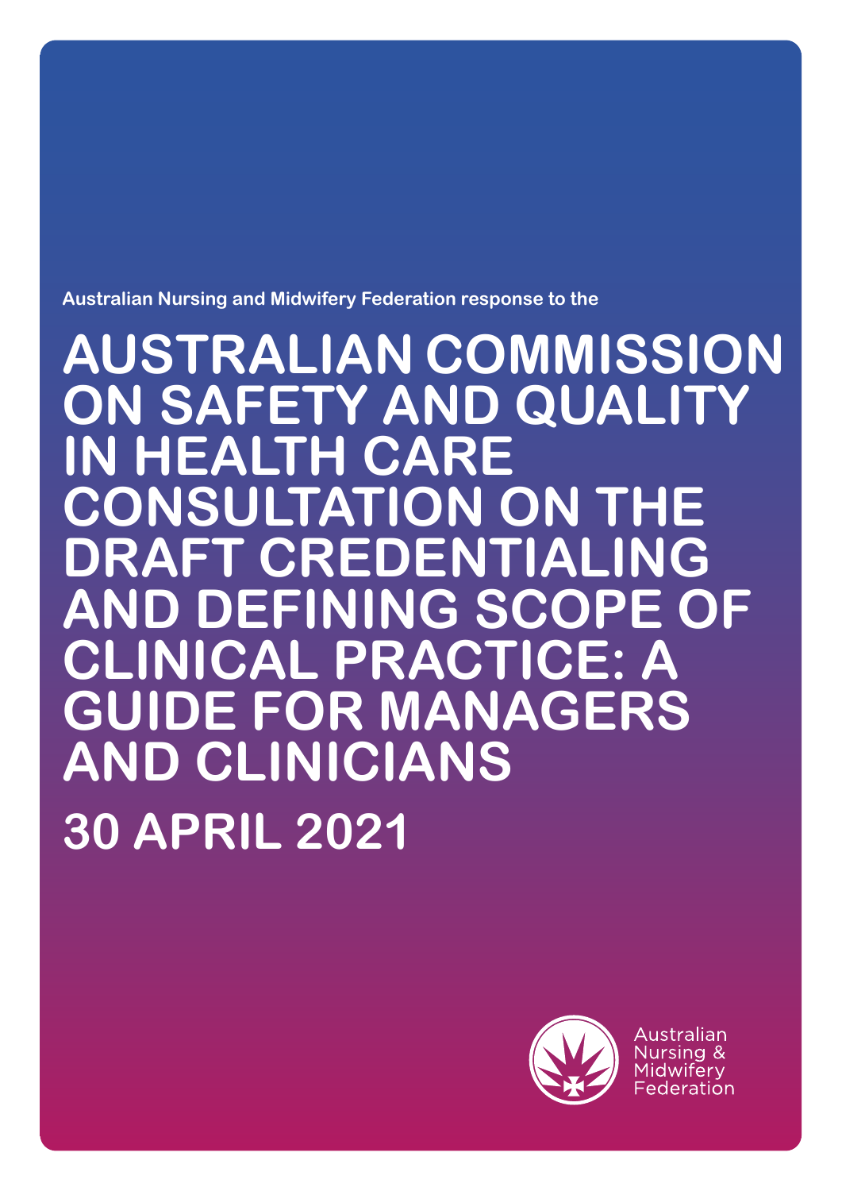Australian Nursing and Midwifery Federation response to the

# AUSTRALIAN COMMISSION ON SAFETY AND QUALITY IN HEALTH CARE CONSULTATION ON THE DRAFT CREDENTIALING AND DEFINING SCOPE OF CLINICAL PRACTICE: A GUIDE FOR MANAGERS AND CLINICIANS

## 30 APRIL 2021

Australian Nursing & Midwifery Federation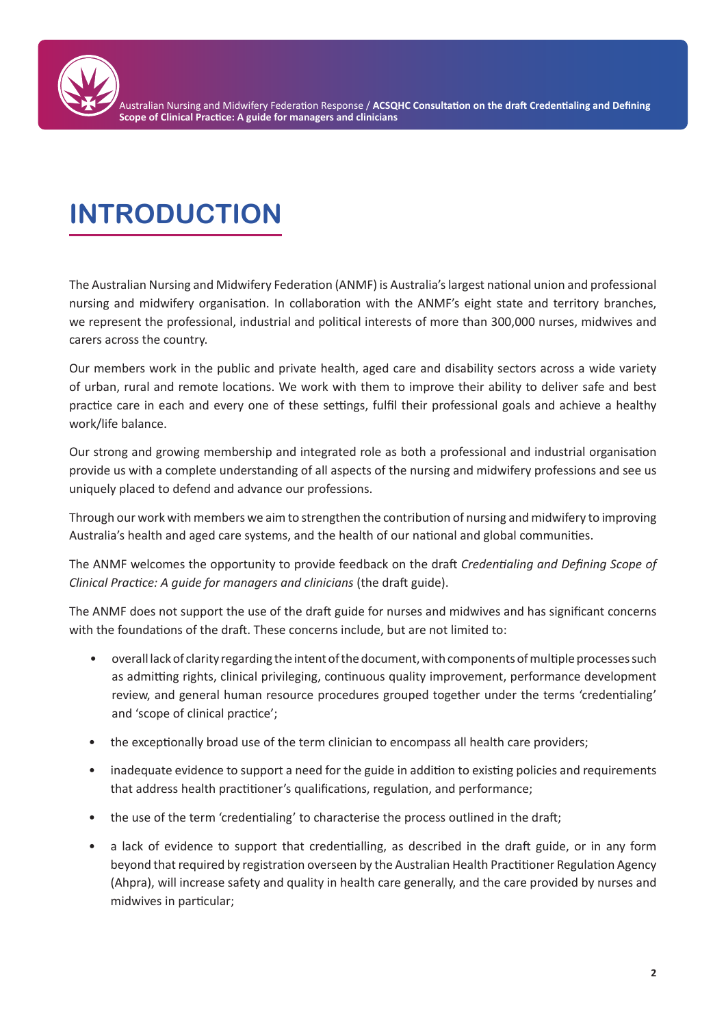# INTRODUCTION

The Australian Nursing and Midwifery Federation (ANMF) is Australia's largest national union and professional nursing and midwifery organisation. In collaboration with the ANMF's eight state and territory branches, we represent the professional, industrial and political interests of more than 300,000 nurses, midwives and carers across the country.

Our members work in the public and private health, aged care and disability sectors across a wide variety of urban, rural and remote locations. We work with them to improve their ability to deliver safe and best practice care in each and every one of these settings, fulfil their professional goals and achieve a healthy work/life balance.

Our strong and growing membership and integrated role as both a professional and industrial organisation provide us with a complete understanding of all aspects of the nursing and midwifery professions and see us uniquely placed to defend and advance our professions.

Through our work with members we aim to strengthen the contribution of nursing and midwifery to improving Australia's health and aged care systems, and the health of our national and global communities.

The ANMF welcomes the opportunity to provide feedback on the draft *Credentialing and Defining Scope of Clinical Practice: A guide for managers and clinicians* (the draft guide).

The ANMF does not support the use of the draft guide for nurses and midwives and has significant concerns with the foundations of the draft. These concerns include, but are not limited to:

- overall lack of clarity regarding the intent of the document, with components of multiple processes such as admitting rights, clinical privileging, continuous quality improvement, performance development review, and general human resource procedures grouped together under the terms 'credentialing' and 'scope of clinical practice';
- the exceptionally broad use of the term clinician to encompass all health care providers;
- inadequate evidence to support a need for the guide in addition to existing policies and requirements that address health practitioner's qualifications, regulation, and performance;
- the use of the term 'credentialing' to characterise the process outlined in the draft;
- a lack of evidence to support that credentialling, as described in the draft guide, or in any form beyond that required by registration overseen by the Australian Health Practitioner Regulation Agency (Ahpra), will increase safety and quality in health care generally, and the care provided by nurses and midwives in particular;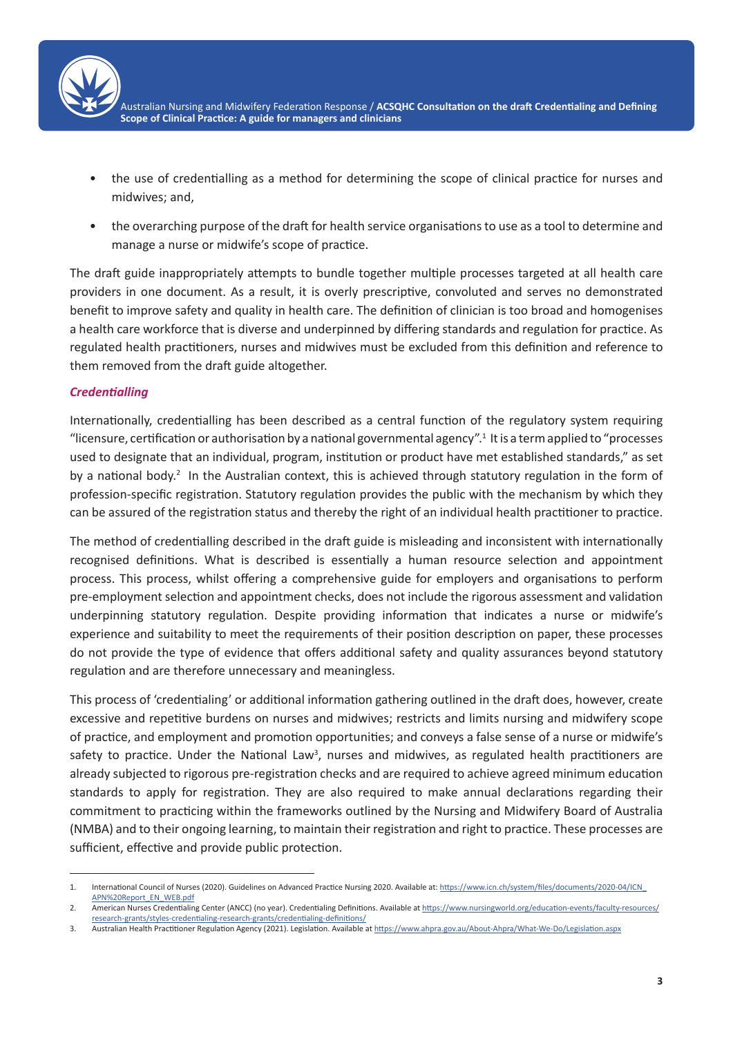- the use of credentialling as a method for determining the scope of clinical practice for nurses and midwives; and,
- the overarching purpose of the draft for health service organisations to use as a tool to determine and manage a nurse or midwife's scope of practice.

The draft guide inappropriately attempts to bundle together multiple processes targeted at all health care providers in one document. As a result, it is overly prescriptive, convoluted and serves no demonstrated benefit to improve safety and quality in health care. The definition of clinician is too broad and homogenises a health care workforce that is diverse and underpinned by differing standards and regulation for practice. As regulated health practitioners, nurses and midwives must be excluded from this definition and reference to them removed from the draft guide altogether.

### *Credentialling*

Internationally, credentialling has been described as a central function of the regulatory system requiring "licensure, certification or authorisation by a national governmental agency".[1] It is a term applied to "processes used to designate that an individual, program, institution or product have met established standards," as set by a national body.[2] In the Australian context, this is achieved through statutory regulation in the form of profession-specific registration. Statutory regulation provides the public with the mechanism by which they can be assured of the registration status and thereby the right of an individual health practitioner to practice.

The method of credentialling described in the draft guide is misleading and inconsistent with internationally recognised definitions. What is described is essentially a human resource selection and appointment process. This process, whilst offering a comprehensive guide for employers and organisations to perform pre-employment selection and appointment checks, does not include the rigorous assessment and validation underpinning statutory regulation. Despite providing information that indicates a nurse or midwife's experience and suitability to meet the requirements of their position description on paper, these processes do not provide the type of evidence that offers additional safety and quality assurances beyond statutory regulation and are therefore unnecessary and meaningless.

This process of 'credentialing' or additional information gathering outlined in the draft does, however, create excessive and repetitive burdens on nurses and midwives; restricts and limits nursing and midwifery scope of practice, and employment and promotion opportunities; and conveys a false sense of a nurse or midwife's safety to practice. Under the National Law[3], nurses and midwives, as regulated health practitioners are already subjected to rigorous pre-registration checks and are required to achieve agreed minimum education standards to apply for registration. They are also required to make annual declarations regarding their commitment to practicing within the frameworks outlined by the Nursing and Midwifery Board of Australia (NMBA) and to their ongoing learning, to maintain their registration and right to practice. These processes are sufficient, effective and provide public protection.

---

1. International Council of Nurses (2020). Guidelines on Advanced Practice Nursing 2020. Available at: https://www.icn.ch/system/files/documents/2020-04/ICN_APN%20Report_EN_WEB.pdf
2. American Nurses Credentialing Center (ANCC) (no year). Credentialing Definitions. Available at https://www.nursingworld.org/education-events/faculty-resources/research-grants/styles-credentialing-research-grants/credentialing-definitions/
3. Australian Health Practitioner Regulation Agency (2021). Legislation. Available at https://www.ahpra.gov.au/About-Ahpra/What-We-Do/Legislation.aspx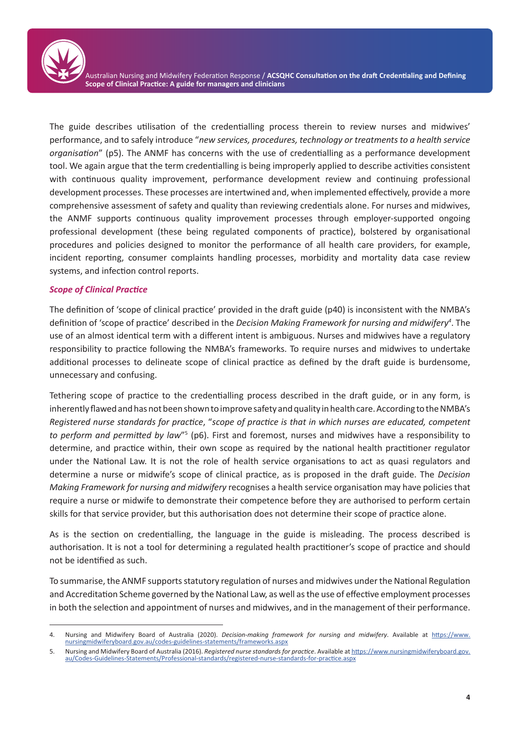The guide describes utilisation of the credentialling process therein to review nurses and midwives' performance, and to safely introduce "*new services, procedures, technology or treatments to a health service organisation*" (p5). The ANMF has concerns with the use of credentialling as a performance development tool. We again argue that the term credentialling is being improperly applied to describe activities consistent with continuous quality improvement, performance development review and continuing professional development processes. These processes are intertwined and, when implemented effectively, provide a more comprehensive assessment of safety and quality than reviewing credentials alone. For nurses and midwives, the ANMF supports continuous quality improvement processes through employer-supported ongoing professional development (these being regulated components of practice), bolstered by organisational procedures and policies designed to monitor the performance of all health care providers, for example, incident reporting, consumer complaints handling processes, morbidity and mortality data case review systems, and infection control reports.

### *Scope of Clinical Practice*

The definition of 'scope of clinical practice' provided in the draft guide (p40) is inconsistent with the NMBA's definition of 'scope of practice' described in the *Decision Making Framework for nursing and midwifery*[4]. The use of an almost identical term with a different intent is ambiguous. Nurses and midwives have a regulatory responsibility to practice following the NMBA's frameworks. To require nurses and midwives to undertake additional processes to delineate scope of clinical practice as defined by the draft guide is burdensome, unnecessary and confusing.

Tethering scope of practice to the credentialling process described in the draft guide, or in any form, is inherently flawed and has not been shown to improve safety and quality in health care. According to the NMBA's *Registered nurse standards for practice*, "*scope of practice is that in which nurses are educated, competent to perform and permitted by law*"[5] (p6). First and foremost, nurses and midwives have a responsibility to determine, and practice within, their own scope as required by the national health practitioner regulator under the National Law. It is not the role of health service organisations to act as quasi regulators and determine a nurse or midwife's scope of clinical practice, as is proposed in the draft guide. The *Decision Making Framework for nursing and midwifery* recognises a health service organisation may have policies that require a nurse or midwife to demonstrate their competence before they are authorised to perform certain skills for that service provider, but this authorisation does not determine their scope of practice alone.

As is the section on credentialling, the language in the guide is misleading. The process described is authorisation. It is not a tool for determining a regulated health practitioner's scope of practice and should not be identified as such.

To summarise, the ANMF supports statutory regulation of nurses and midwives under the National Regulation and Accreditation Scheme governed by the National Law, as well as the use of effective employment processes in both the selection and appointment of nurses and midwives, and in the management of their performance.

---

4. Nursing and Midwifery Board of Australia (2020). *Decision-making framework for nursing and midwifery*. Available at https://www.nursingmidwiferyboard.gov.au/codes-guidelines-statements/frameworks.aspx

5. Nursing and Midwifery Board of Australia (2016). *Registered nurse standards for practice*. Available at https://www.nursingmidwiferyboard.gov.au/Codes-Guidelines-Statements/Professional-standards/registered-nurse-standards-for-practice.aspx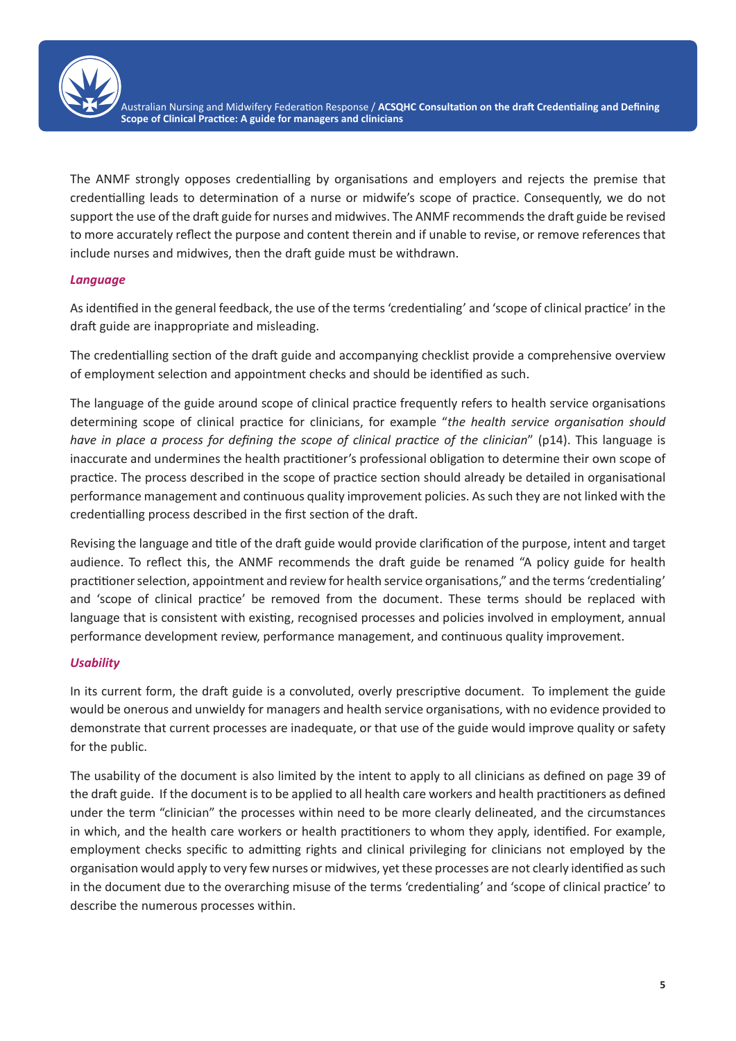The ANMF strongly opposes credentialling by organisations and employers and rejects the premise that credentialling leads to determination of a nurse or midwife's scope of practice. Consequently, we do not support the use of the draft guide for nurses and midwives. The ANMF recommends the draft guide be revised to more accurately reflect the purpose and content therein and if unable to revise, or remove references that include nurses and midwives, then the draft guide must be withdrawn.

### *Language*

As identified in the general feedback, the use of the terms 'credentialing' and 'scope of clinical practice' in the draft guide are inappropriate and misleading.

The credentialling section of the draft guide and accompanying checklist provide a comprehensive overview of employment selection and appointment checks and should be identified as such.

The language of the guide around scope of clinical practice frequently refers to health service organisations determining scope of clinical practice for clinicians, for example "*the health service organisation should have in place a process for defining the scope of clinical practice of the clinician*" (p14). This language is inaccurate and undermines the health practitioner's professional obligation to determine their own scope of practice. The process described in the scope of practice section should already be detailed in organisational performance management and continuous quality improvement policies. As such they are not linked with the credentialling process described in the first section of the draft.

Revising the language and title of the draft guide would provide clarification of the purpose, intent and target audience. To reflect this, the ANMF recommends the draft guide be renamed "A policy guide for health practitioner selection, appointment and review for health service organisations," and the terms 'credentialing' and 'scope of clinical practice' be removed from the document. These terms should be replaced with language that is consistent with existing, recognised processes and policies involved in employment, annual performance development review, performance management, and continuous quality improvement.

### *Usability*

In its current form, the draft guide is a convoluted, overly prescriptive document. To implement the guide would be onerous and unwieldy for managers and health service organisations, with no evidence provided to demonstrate that current processes are inadequate, or that use of the guide would improve quality or safety for the public.

The usability of the document is also limited by the intent to apply to all clinicians as defined on page 39 of the draft guide. If the document is to be applied to all health care workers and health practitioners as defined under the term "clinician" the processes within need to be more clearly delineated, and the circumstances in which, and the health care workers or health practitioners to whom they apply, identified. For example, employment checks specific to admitting rights and clinical privileging for clinicians not employed by the organisation would apply to very few nurses or midwives, yet these processes are not clearly identified as such in the document due to the overarching misuse of the terms 'credentialing' and 'scope of clinical practice' to describe the numerous processes within.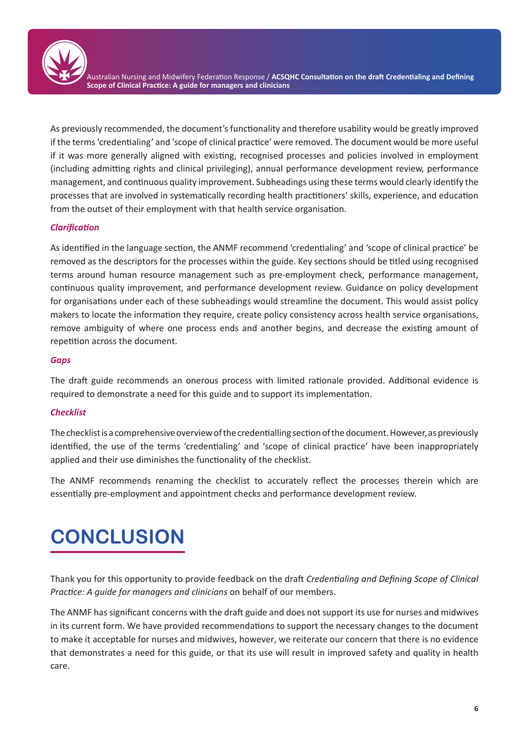As previously recommended, the document's functionality and therefore usability would be greatly improved if the terms 'credentialing' and 'scope of clinical practice' were removed. The document would be more useful if it was more generally aligned with existing, recognised processes and policies involved in employment (including admitting rights and clinical privileging), annual performance development review, performance management, and continuous quality improvement. Subheadings using these terms would clearly identify the processes that are involved in systematically recording health practitioners' skills, experience, and education from the outset of their employment with that health service organisation.

### *Clarification*

As identified in the language section, the ANMF recommend 'credentialing' and 'scope of clinical practice' be removed as the descriptors for the processes within the guide. Key sections should be titled using recognised terms around human resource management such as pre-employment check, performance management, continuous quality improvement, and performance development review. Guidance on policy development for organisations under each of these subheadings would streamline the document. This would assist policy makers to locate the information they require, create policy consistency across health service organisations, remove ambiguity of where one process ends and another begins, and decrease the existing amount of repetition across the document.

### *Gaps*

The draft guide recommends an onerous process with limited rationale provided. Additional evidence is required to demonstrate a need for this guide and to support its implementation.

### *Checklist*

The checklist is a comprehensive overview of the credentialling section of the document. However, as previously identified, the use of the terms 'credentialing' and 'scope of clinical practice' have been inappropriately applied and their use diminishes the functionality of the checklist.

The ANMF recommends renaming the checklist to accurately reflect the processes therein which are essentially pre-employment and appointment checks and performance development review.

# CONCLUSION

Thank you for this opportunity to provide feedback on the draft *Credentialing and Defining Scope of Clinical Practice: A guide for managers and clinicians* on behalf of our members.

The ANMF has significant concerns with the draft guide and does not support its use for nurses and midwives in its current form. We have provided recommendations to support the necessary changes to the document to make it acceptable for nurses and midwives, however, we reiterate our concern that there is no evidence that demonstrates a need for this guide, or that its use will result in improved safety and quality in health care.